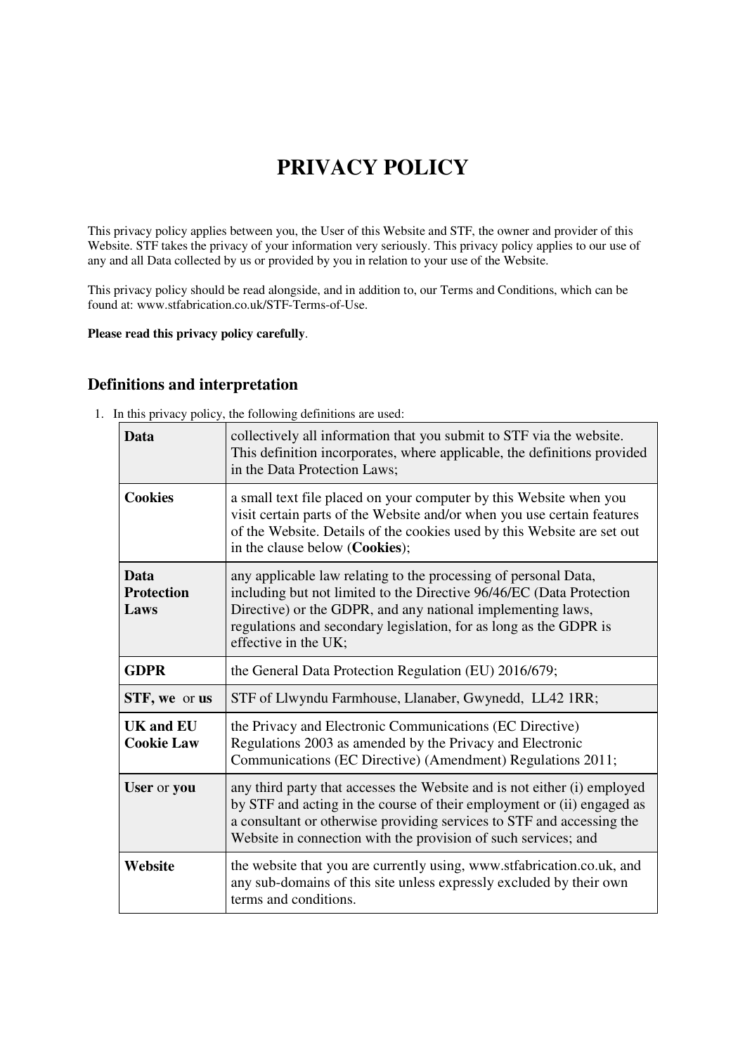# PRIVACY POLICY

This privacy policy applies between you, the User of this Website and STF, the owner and provider of this Website. STF takes the privacy of your information very seriously. This privacy policy applies to our use of any and all Data collected by us or provided by you in relation to your use of the Website.

This privacy policy should be read alongside, and in addition to, our Terms and Conditions, which can be found at: www.stfabrication.co.uk/STF-Terms-of-Use.

**Please read this privacy policy carefully**.

## Definitions and interpretation

1. In this privacy policy, the following definitions are used:

| | |
|---|---|
| **Data** | collectively all information that you submit to STF via the website. This definition incorporates, where applicable, the definitions provided in the Data Protection Laws; |
| **Cookies** | a small text file placed on your computer by this Website when you visit certain parts of the Website and/or when you use certain features of the Website. Details of the cookies used by this Website are set out in the clause below (**Cookies**); |
| **Data Protection Laws** | any applicable law relating to the processing of personal Data, including but not limited to the Directive 96/46/EC (Data Protection Directive) or the GDPR, and any national implementing laws, regulations and secondary legislation, for as long as the GDPR is effective in the UK; |
| **GDPR** | the General Data Protection Regulation (EU) 2016/679; |
| **STF, we** or **us** | STF of Llwyndu Farmhouse, Llanaber, Gwynedd, LL42 1RR; |
| **UK and EU Cookie Law** | the Privacy and Electronic Communications (EC Directive) Regulations 2003 as amended by the Privacy and Electronic Communications (EC Directive) (Amendment) Regulations 2011; |
| **User** or **you** | any third party that accesses the Website and is not either (i) employed by STF and acting in the course of their employment or (ii) engaged as a consultant or otherwise providing services to STF and accessing the Website in connection with the provision of such services; and |
| **Website** | the website that you are currently using, www.stfabrication.co.uk, and any sub-domains of this site unless expressly excluded by their own terms and conditions. |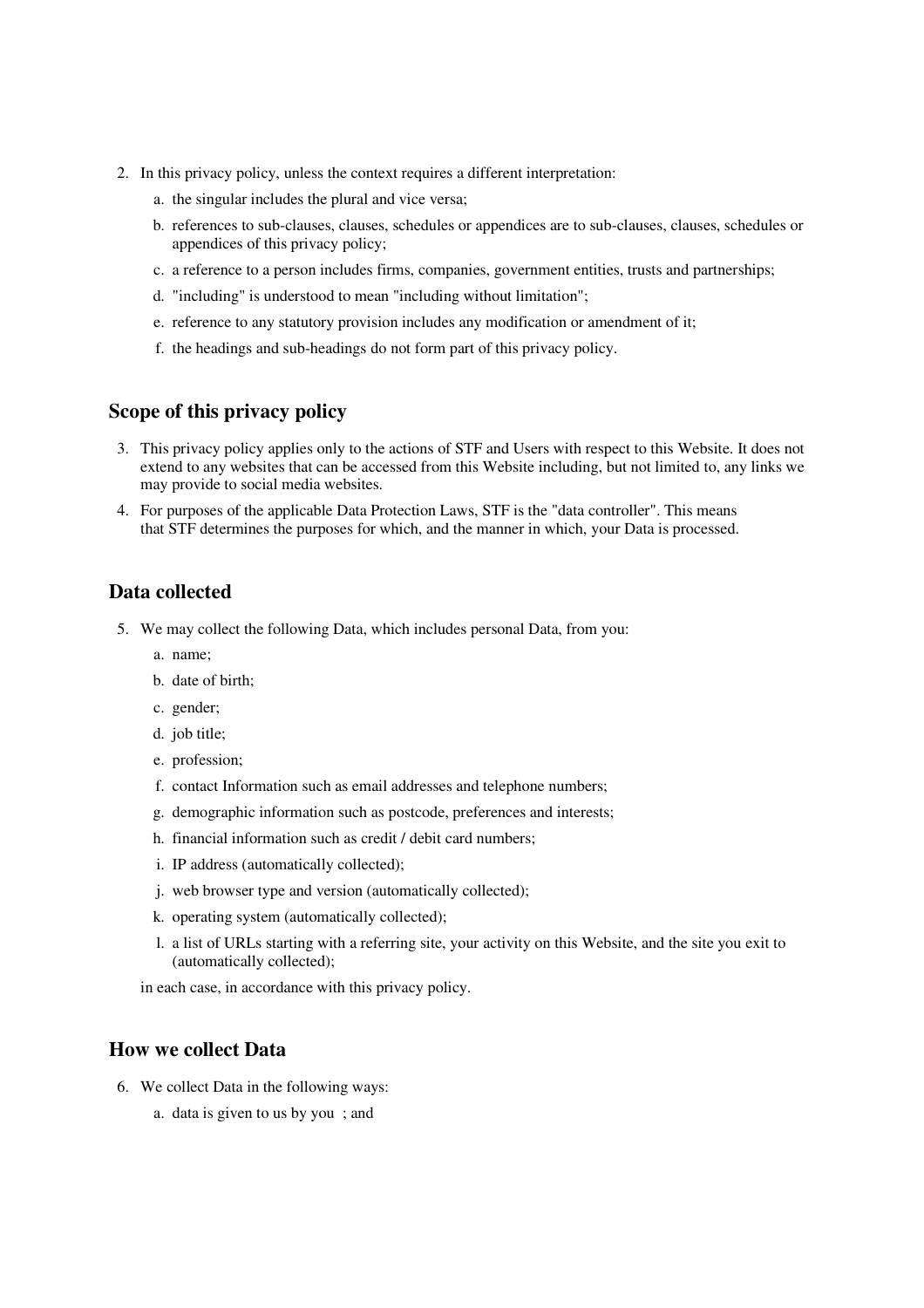2. In this privacy policy, unless the context requires a different interpretation:
    a. the singular includes the plural and vice versa;
    b. references to sub-clauses, clauses, schedules or appendices are to sub-clauses, clauses, schedules or appendices of this privacy policy;
    c. a reference to a person includes firms, companies, government entities, trusts and partnerships;
    d. "including" is understood to mean "including without limitation";
    e. reference to any statutory provision includes any modification or amendment of it;
    f. the headings and sub-headings do not form part of this privacy policy.

## Scope of this privacy policy

3. This privacy policy applies only to the actions of STF and Users with respect to this Website. It does not extend to any websites that can be accessed from this Website including, but not limited to, any links we may provide to social media websites.
4. For purposes of the applicable Data Protection Laws, STF is the "data controller". This means that STF determines the purposes for which, and the manner in which, your Data is processed.

## Data collected

5. We may collect the following Data, which includes personal Data, from you:
    a. name;
    b. date of birth;
    c. gender;
    d. job title;
    e. profession;
    f. contact Information such as email addresses and telephone numbers;
    g. demographic information such as postcode, preferences and interests;
    h. financial information such as credit / debit card numbers;
    i. IP address (automatically collected);
    j. web browser type and version (automatically collected);
    k. operating system (automatically collected);
    l. a list of URLs starting with a referring site, your activity on this Website, and the site you exit to (automatically collected);

    in each case, in accordance with this privacy policy.

## How we collect Data

6. We collect Data in the following ways:
    a. data is given to us by you ; and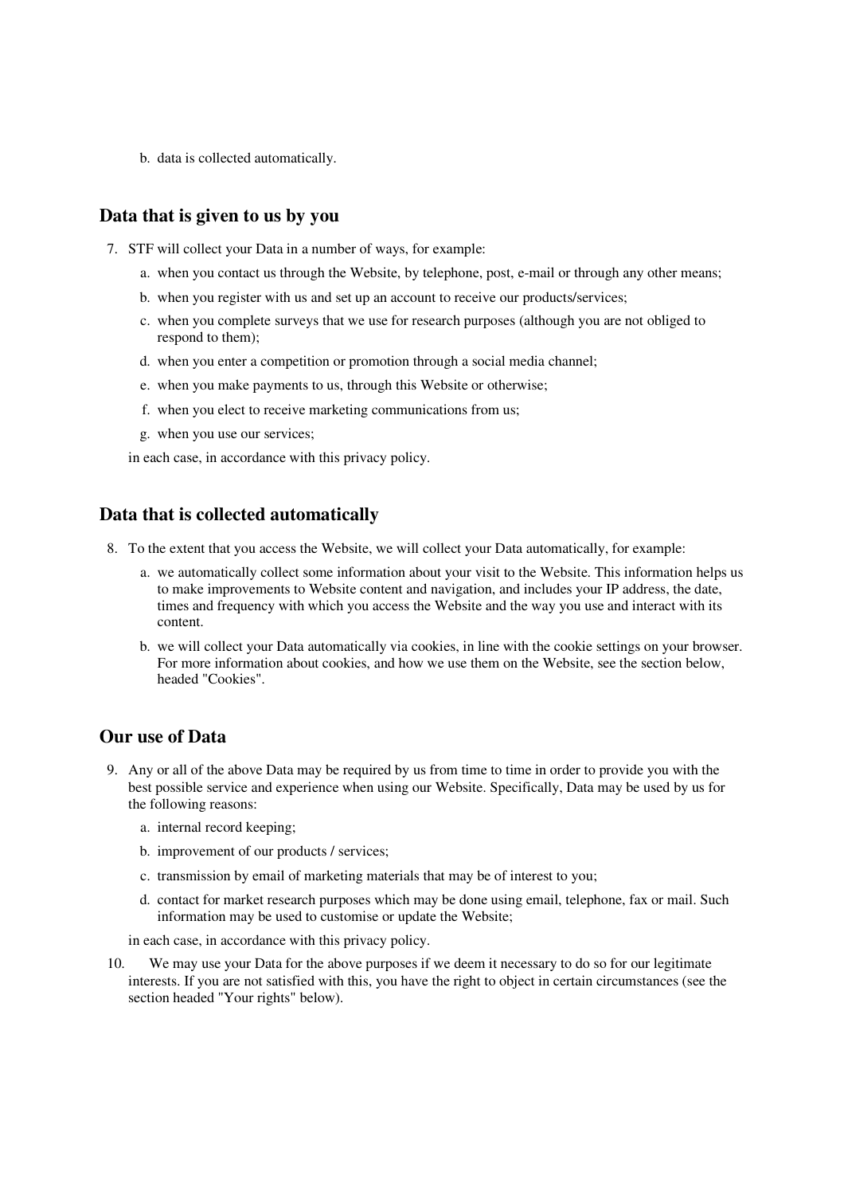b. data is collected automatically.

## Data that is given to us by you

7. STF will collect your Data in a number of ways, for example:
    a. when you contact us through the Website, by telephone, post, e-mail or through any other means;
    b. when you register with us and set up an account to receive our products/services;
    c. when you complete surveys that we use for research purposes (although you are not obliged to respond to them);
    d. when you enter a competition or promotion through a social media channel;
    e. when you make payments to us, through this Website or otherwise;
    f. when you elect to receive marketing communications from us;
    g. when you use our services;

    in each case, in accordance with this privacy policy.

## Data that is collected automatically

8. To the extent that you access the Website, we will collect your Data automatically, for example:
    a. we automatically collect some information about your visit to the Website. This information helps us to make improvements to Website content and navigation, and includes your IP address, the date, times and frequency with which you access the Website and the way you use and interact with its content.
    b. we will collect your Data automatically via cookies, in line with the cookie settings on your browser. For more information about cookies, and how we use them on the Website, see the section below, headed "Cookies".

## Our use of Data

9. Any or all of the above Data may be required by us from time to time in order to provide you with the best possible service and experience when using our Website. Specifically, Data may be used by us for the following reasons:
    a. internal record keeping;
    b. improvement of our products / services;
    c. transmission by email of marketing materials that may be of interest to you;
    d. contact for market research purposes which may be done using email, telephone, fax or mail. Such information may be used to customise or update the Website;

    in each case, in accordance with this privacy policy.
10. We may use your Data for the above purposes if we deem it necessary to do so for our legitimate interests. If you are not satisfied with this, you have the right to object in certain circumstances (see the section headed "Your rights" below).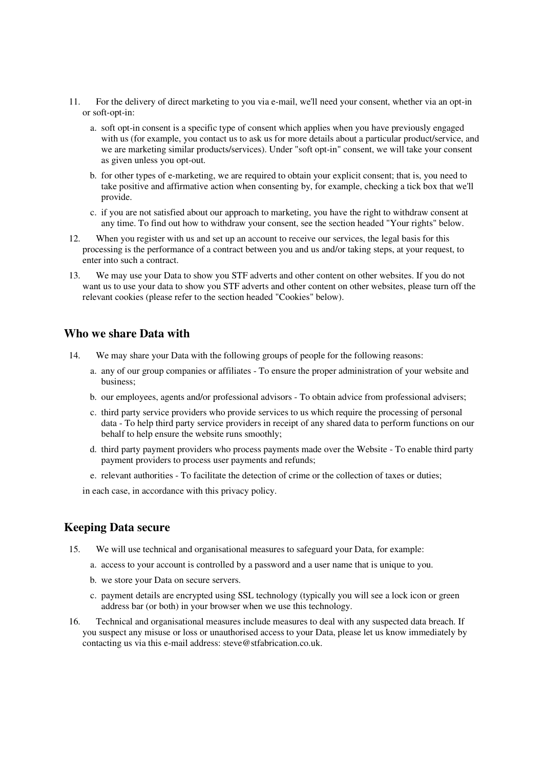11. For the delivery of direct marketing to you via e-mail, we'll need your consent, whether via an opt-in or soft-opt-in:

    a. soft opt-in consent is a specific type of consent which applies when you have previously engaged with us (for example, you contact us to ask us for more details about a particular product/service, and we are marketing similar products/services). Under "soft opt-in" consent, we will take your consent as given unless you opt-out.

    b. for other types of e-marketing, we are required to obtain your explicit consent; that is, you need to take positive and affirmative action when consenting by, for example, checking a tick box that we'll provide.

    c. if you are not satisfied about our approach to marketing, you have the right to withdraw consent at any time. To find out how to withdraw your consent, see the section headed "Your rights" below.

12. When you register with us and set up an account to receive our services, the legal basis for this processing is the performance of a contract between you and us and/or taking steps, at your request, to enter into such a contract.

13. We may use your Data to show you STF adverts and other content on other websites. If you do not want us to use your data to show you STF adverts and other content on other websites, please turn off the relevant cookies (please refer to the section headed "Cookies" below).

## Who we share Data with

14. We may share your Data with the following groups of people for the following reasons:

    a. any of our group companies or affiliates - To ensure the proper administration of your website and business;

    b. our employees, agents and/or professional advisors - To obtain advice from professional advisers;

    c. third party service providers who provide services to us which require the processing of personal data - To help third party service providers in receipt of any shared data to perform functions on our behalf to help ensure the website runs smoothly;

    d. third party payment providers who process payments made over the Website - To enable third party payment providers to process user payments and refunds;

    e. relevant authorities - To facilitate the detection of crime or the collection of taxes or duties;

    in each case, in accordance with this privacy policy.

## Keeping Data secure

15. We will use technical and organisational measures to safeguard your Data, for example:

    a. access to your account is controlled by a password and a user name that is unique to you.

    b. we store your Data on secure servers.

    c. payment details are encrypted using SSL technology (typically you will see a lock icon or green address bar (or both) in your browser when we use this technology.

16. Technical and organisational measures include measures to deal with any suspected data breach. If you suspect any misuse or loss or unauthorised access to your Data, please let us know immediately by contacting us via this e-mail address: steve@stfabrication.co.uk.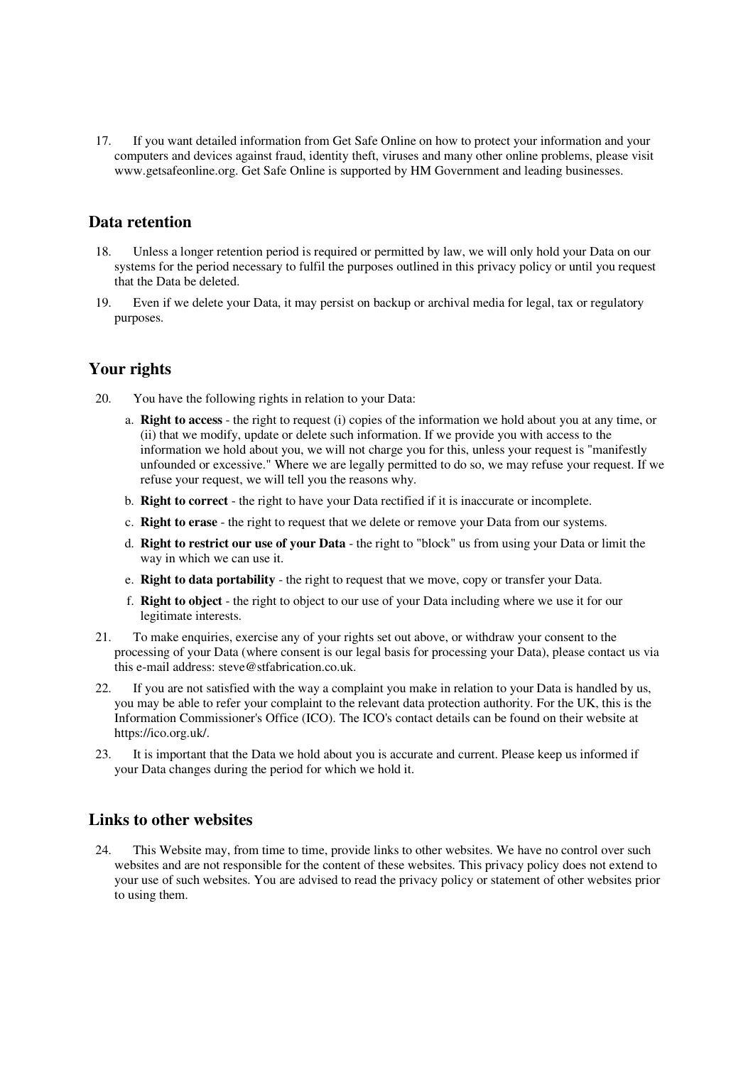17. If you want detailed information from Get Safe Online on how to protect your information and your computers and devices against fraud, identity theft, viruses and many other online problems, please visit www.getsafeonline.org. Get Safe Online is supported by HM Government and leading businesses.

## Data retention

18. Unless a longer retention period is required or permitted by law, we will only hold your Data on our systems for the period necessary to fulfil the purposes outlined in this privacy policy or until you request that the Data be deleted.
19. Even if we delete your Data, it may persist on backup or archival media for legal, tax or regulatory purposes.

## Your rights

20. You have the following rights in relation to your Data:
    a. **Right to access** - the right to request (i) copies of the information we hold about you at any time, or (ii) that we modify, update or delete such information. If we provide you with access to the information we hold about you, we will not charge you for this, unless your request is "manifestly unfounded or excessive." Where we are legally permitted to do so, we may refuse your request. If we refuse your request, we will tell you the reasons why.
    b. **Right to correct** - the right to have your Data rectified if it is inaccurate or incomplete.
    c. **Right to erase** - the right to request that we delete or remove your Data from our systems.
    d. **Right to restrict our use of your Data** - the right to "block" us from using your Data or limit the way in which we can use it.
    e. **Right to data portability** - the right to request that we move, copy or transfer your Data.
    f. **Right to object** - the right to object to our use of your Data including where we use it for our legitimate interests.
21. To make enquiries, exercise any of your rights set out above, or withdraw your consent to the processing of your Data (where consent is our legal basis for processing your Data), please contact us via this e-mail address: steve@stfabrication.co.uk.
22. If you are not satisfied with the way a complaint you make in relation to your Data is handled by us, you may be able to refer your complaint to the relevant data protection authority. For the UK, this is the Information Commissioner's Office (ICO). The ICO's contact details can be found on their website at https://ico.org.uk/.
23. It is important that the Data we hold about you is accurate and current. Please keep us informed if your Data changes during the period for which we hold it.

## Links to other websites

24. This Website may, from time to time, provide links to other websites. We have no control over such websites and are not responsible for the content of these websites. This privacy policy does not extend to your use of such websites. You are advised to read the privacy policy or statement of other websites prior to using them.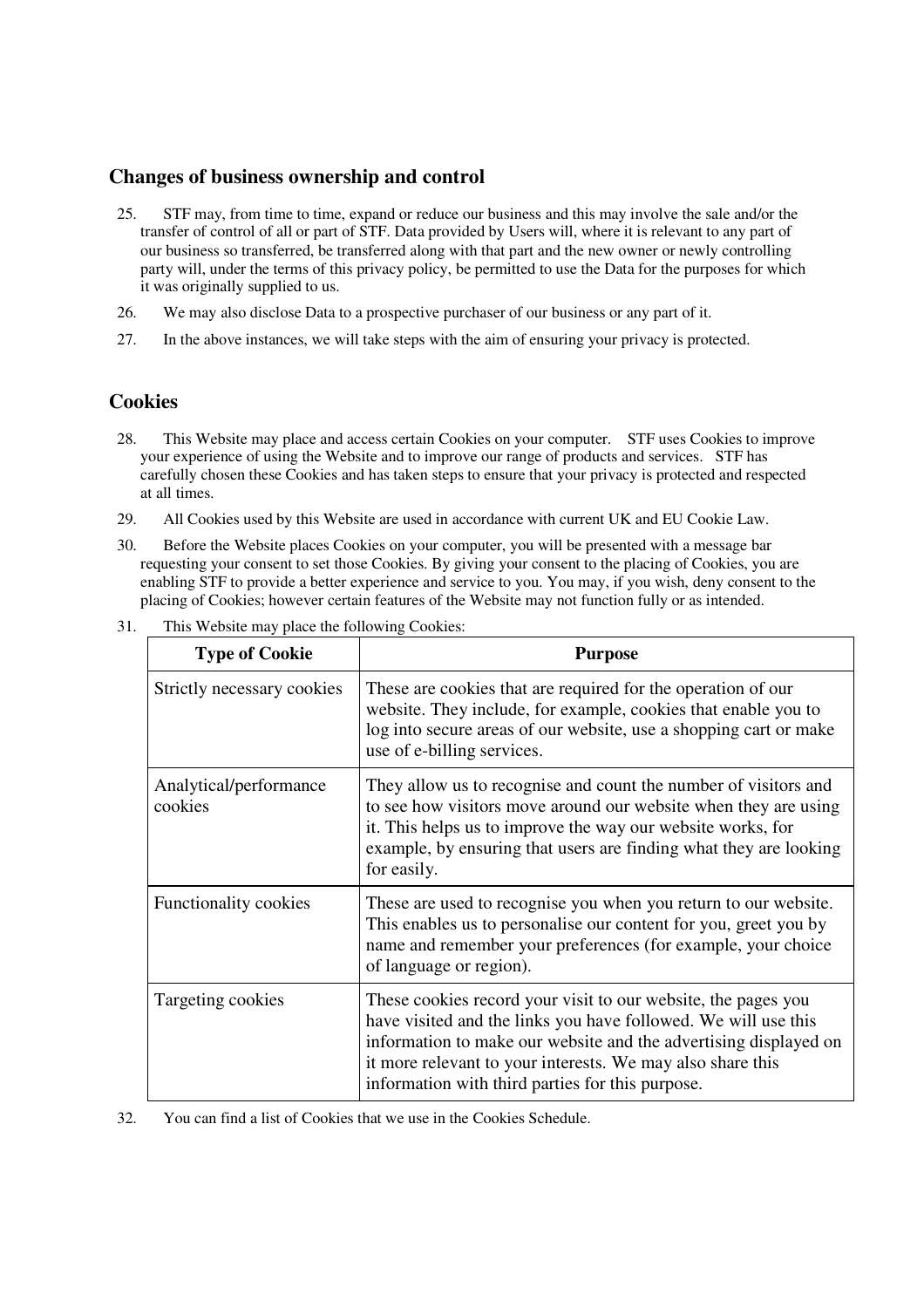## Changes of business ownership and control

25. STF may, from time to time, expand or reduce our business and this may involve the sale and/or the transfer of control of all or part of STF. Data provided by Users will, where it is relevant to any part of our business so transferred, be transferred along with that part and the new owner or newly controlling party will, under the terms of this privacy policy, be permitted to use the Data for the purposes for which it was originally supplied to us.
26. We may also disclose Data to a prospective purchaser of our business or any part of it.
27. In the above instances, we will take steps with the aim of ensuring your privacy is protected.

## Cookies

28. This Website may place and access certain Cookies on your computer. STF uses Cookies to improve your experience of using the Website and to improve our range of products and services. STF has carefully chosen these Cookies and has taken steps to ensure that your privacy is protected and respected at all times.
29. All Cookies used by this Website are used in accordance with current UK and EU Cookie Law.
30. Before the Website places Cookies on your computer, you will be presented with a message bar requesting your consent to set those Cookies. By giving your consent to the placing of Cookies, you are enabling STF to provide a better experience and service to you. You may, if you wish, deny consent to the placing of Cookies; however certain features of the Website may not function fully or as intended.
31. This Website may place the following Cookies:

| Type of Cookie | Purpose |
| --- | --- |
| Strictly necessary cookies | These are cookies that are required for the operation of our website. They include, for example, cookies that enable you to log into secure areas of our website, use a shopping cart or make use of e-billing services. |
| Analytical/performance cookies | They allow us to recognise and count the number of visitors and to see how visitors move around our website when they are using it. This helps us to improve the way our website works, for example, by ensuring that users are finding what they are looking for easily. |
| Functionality cookies | These are used to recognise you when you return to our website. This enables us to personalise our content for you, greet you by name and remember your preferences (for example, your choice of language or region). |
| Targeting cookies | These cookies record your visit to our website, the pages you have visited and the links you have followed. We will use this information to make our website and the advertising displayed on it more relevant to your interests. We may also share this information with third parties for this purpose. |

32. You can find a list of Cookies that we use in the Cookies Schedule.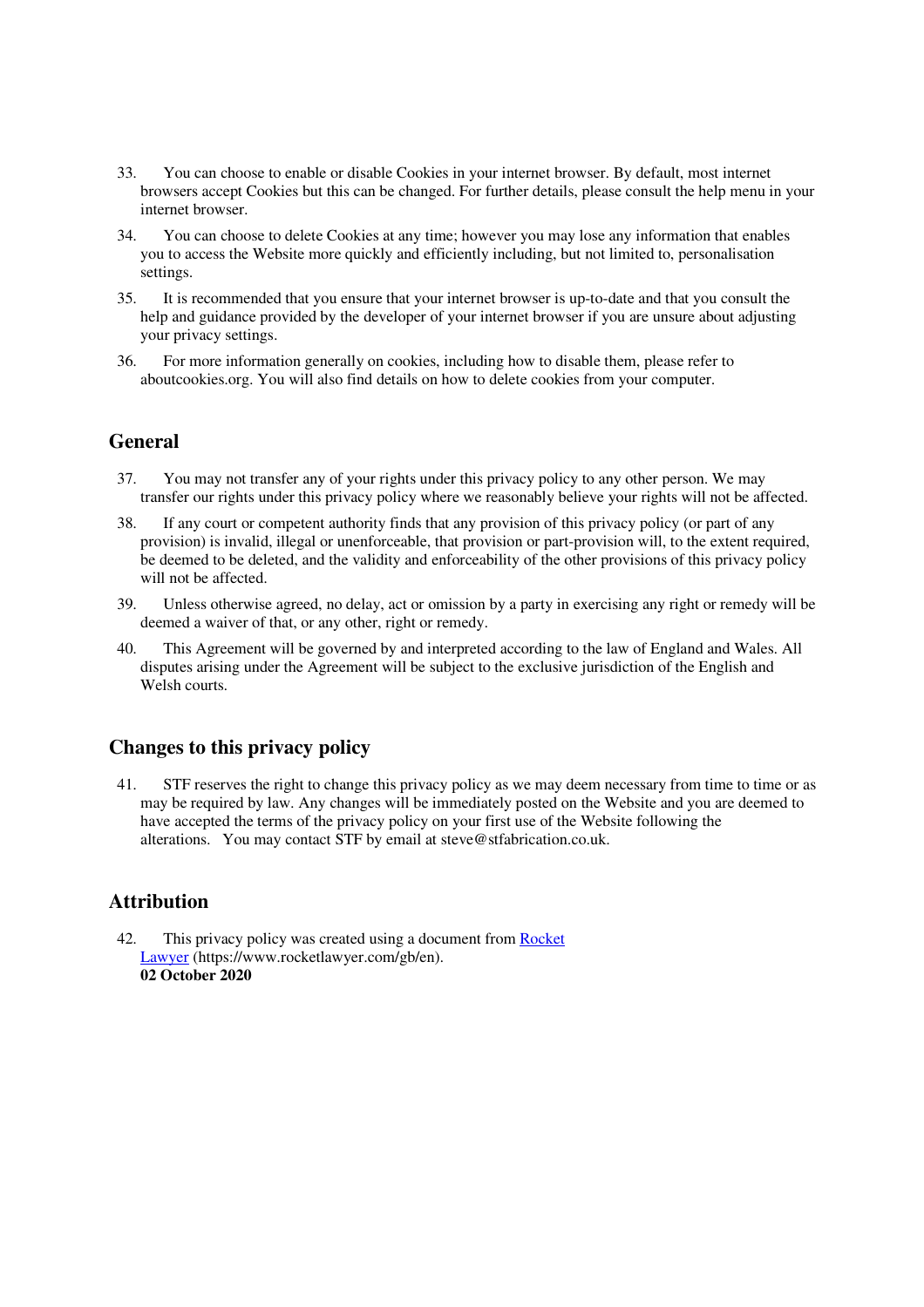33. You can choose to enable or disable Cookies in your internet browser. By default, most internet browsers accept Cookies but this can be changed. For further details, please consult the help menu in your internet browser.

34. You can choose to delete Cookies at any time; however you may lose any information that enables you to access the Website more quickly and efficiently including, but not limited to, personalisation settings.

35. It is recommended that you ensure that your internet browser is up-to-date and that you consult the help and guidance provided by the developer of your internet browser if you are unsure about adjusting your privacy settings.

36. For more information generally on cookies, including how to disable them, please refer to aboutcookies.org. You will also find details on how to delete cookies from your computer.

## General

37. You may not transfer any of your rights under this privacy policy to any other person. We may transfer our rights under this privacy policy where we reasonably believe your rights will not be affected.

38. If any court or competent authority finds that any provision of this privacy policy (or part of any provision) is invalid, illegal or unenforceable, that provision or part-provision will, to the extent required, be deemed to be deleted, and the validity and enforceability of the other provisions of this privacy policy will not be affected.

39. Unless otherwise agreed, no delay, act or omission by a party in exercising any right or remedy will be deemed a waiver of that, or any other, right or remedy.

40. This Agreement will be governed by and interpreted according to the law of England and Wales. All disputes arising under the Agreement will be subject to the exclusive jurisdiction of the English and Welsh courts.

## Changes to this privacy policy

41. STF reserves the right to change this privacy policy as we may deem necessary from time to time or as may be required by law. Any changes will be immediately posted on the Website and you are deemed to have accepted the terms of the privacy policy on your first use of the Website following the alterations. You may contact STF by email at steve@stfabrication.co.uk.

## Attribution

42. This privacy policy was created using a document from [Rocket Lawyer](https://www.rocketlawyer.com/gb/en) (https://www.rocketlawyer.com/gb/en).
**02 October 2020**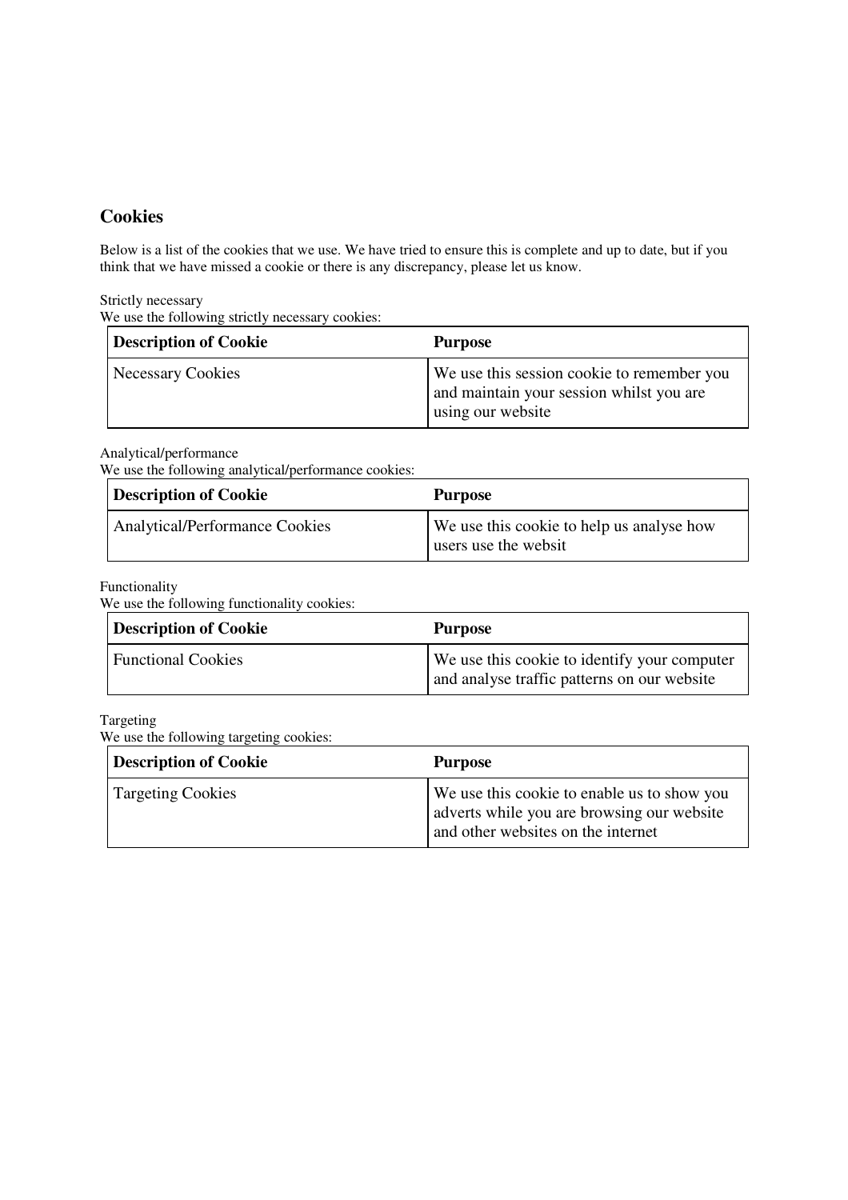## Cookies

Below is a list of the cookies that we use. We have tried to ensure this is complete and up to date, but if you think that we have missed a cookie or there is any discrepancy, please let us know.

Strictly necessary
We use the following strictly necessary cookies:

| **Description of Cookie** | **Purpose** |
|---|---|
| Necessary Cookies | We use this session cookie to remember you and maintain your session whilst you are using our website |

Analytical/performance
We use the following analytical/performance cookies:

| **Description of Cookie** | **Purpose** |
|---|---|
| Analytical/Performance Cookies | We use this cookie to help us analyse how users use the websit |

Functionality
We use the following functionality cookies:

| **Description of Cookie** | **Purpose** |
|---|---|
| Functional Cookies | We use this cookie to identify your computer and analyse traffic patterns on our website |

Targeting
We use the following targeting cookies:

| **Description of Cookie** | **Purpose** |
|---|---|
| Targeting Cookies | We use this cookie to enable us to show you adverts while you are browsing our website and other websites on the internet |